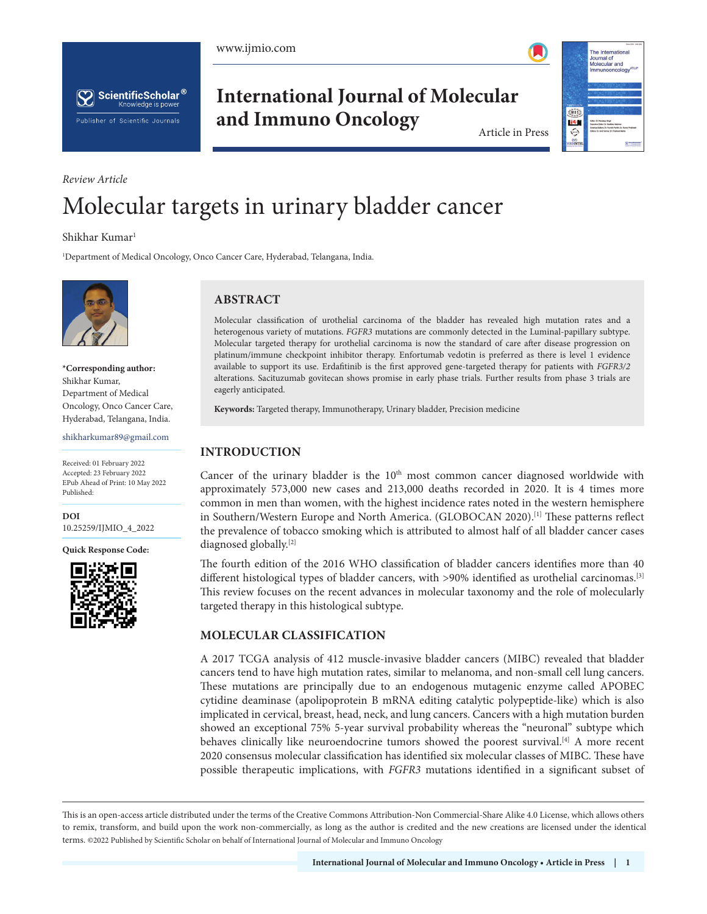*Review Article*

# Molecular targets in urinary bladder cancer

Shikhar Kumar[1]

[1]Department of Medical Oncology, Onco Cancer Care, Hyderabad, Telangana, India.

**\*Corresponding author:**
Shikhar Kumar,
Department of Medical Oncology, Onco Cancer Care, Hyderabad, Telangana, India.

shikharkumar89@gmail.com

Received: 01 February 2022
Accepted: 23 February 2022
EPub Ahead of Print: 10 May 2022
Published:

**DOI**
10.25259/IJMIO_4_2022

**Quick Response Code:**

## ABSTRACT

Molecular classification of urothelial carcinoma of the bladder has revealed high mutation rates and a heterogenous variety of mutations. *FGFR3* mutations are commonly detected in the Luminal-papillary subtype. Molecular targeted therapy for urothelial carcinoma is now the standard of care after disease progression on platinum/immune checkpoint inhibitor therapy. Enfortumab vedotin is preferred as there is level 1 evidence available to support its use. Erdafitinib is the first approved gene-targeted therapy for patients with *FGFR3/2* alterations. Sacituzumab govitecan shows promise in early phase trials. Further results from phase 3 trials are eagerly anticipated.

**Keywords:** Targeted therapy, Immunotherapy, Urinary bladder, Precision medicine

## INTRODUCTION

Cancer of the urinary bladder is the 10th most common cancer diagnosed worldwide with approximately 573,000 new cases and 213,000 deaths recorded in 2020. It is 4 times more common in men than women, with the highest incidence rates noted in the western hemisphere in Southern/Western Europe and North America. (GLOBOCAN 2020).[1] These patterns reflect the prevalence of tobacco smoking which is attributed to almost half of all bladder cancer cases diagnosed globally.[2]

The fourth edition of the 2016 WHO classification of bladder cancers identifies more than 40 different histological types of bladder cancers, with >90% identified as urothelial carcinomas.[3] This review focuses on the recent advances in molecular taxonomy and the role of molecularly targeted therapy in this histological subtype.

## MOLECULAR CLASSIFICATION

A 2017 TCGA analysis of 412 muscle-invasive bladder cancers (MIBC) revealed that bladder cancers tend to have high mutation rates, similar to melanoma, and non-small cell lung cancers. These mutations are principally due to an endogenous mutagenic enzyme called APOBEC cytidine deaminase (apolipoprotein B mRNA editing catalytic polypeptide-like) which is also implicated in cervical, breast, head, neck, and lung cancers. Cancers with a high mutation burden showed an exceptional 75% 5-year survival probability whereas the "neuronal" subtype which behaves clinically like neuroendocrine tumors showed the poorest survival.[4] A more recent 2020 consensus molecular classification has identified six molecular classes of MIBC. These have possible therapeutic implications, with *FGFR3* mutations identified in a significant subset of

This is an open-access article distributed under the terms of the Creative Commons Attribution-Non Commercial-Share Alike 4.0 License, which allows others to remix, transform, and build upon the work non-commercially, as long as the author is credited and the new creations are licensed under the identical terms. ©2022 Published by Scientific Scholar on behalf of International Journal of Molecular and Immuno Oncology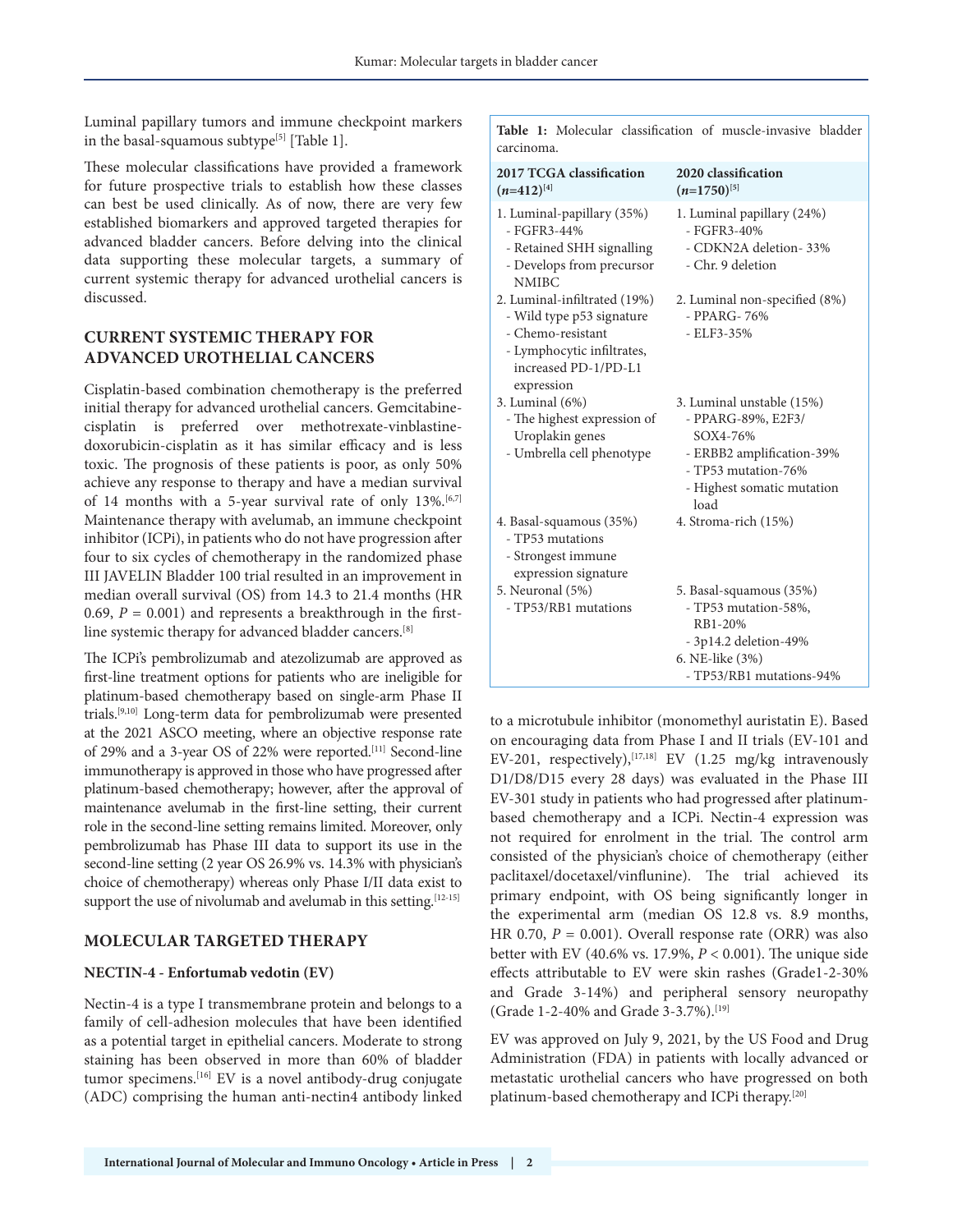Luminal papillary tumors and immune checkpoint markers in the basal-squamous subtype[5] [Table 1].

These molecular classifications have provided a framework for future prospective trials to establish how these classes can best be used clinically. As of now, there are very few established biomarkers and approved targeted therapies for advanced bladder cancers. Before delving into the clinical data supporting these molecular targets, a summary of current systemic therapy for advanced urothelial cancers is discussed.

**Table 1:** Molecular classification of muscle-invasive bladder carcinoma.

| 2017 TCGA classification (*n*=412)[4] | 2020 classification (*n*=1750)[5] |
|---|---|
| 1. Luminal-papillary (35%)<br>- FGFR3-44%<br>- Retained SHH signalling<br>- Develops from precursor NMIBC | 1. Luminal papillary (24%)<br>- FGFR3-40%<br>- CDKN2A deletion- 33%<br>- Chr. 9 deletion |
| 2. Luminal-infiltrated (19%)<br>- Wild type p53 signature<br>- Chemo-resistant<br>- Lymphocytic infiltrates, increased PD-1/PD-L1 expression | 2. Luminal non-specified (8%)<br>- PPARG- 76%<br>- ELF3-35% |
| 3. Luminal (6%)<br>- The highest expression of Uroplakin genes<br>- Umbrella cell phenotype | 3. Luminal unstable (15%)<br>- PPARG-89%, E2F3/SOX4-76%<br>- ERBB2 amplification-39%<br>- TP53 mutation-76%<br>- Highest somatic mutation load |
| 4. Basal-squamous (35%)<br>- TP53 mutations<br>- Strongest immune expression signature | 4. Stroma-rich (15%) |
| 5. Neuronal (5%)<br>- TP53/RB1 mutations | 5. Basal-squamous (35%)<br>- TP53 mutation-58%, RB1-20%<br>- 3p14.2 deletion-49%<br>6. NE-like (3%)<br>- TP53/RB1 mutations-94% |

## CURRENT SYSTEMIC THERAPY FOR ADVANCED UROTHELIAL CANCERS

Cisplatin-based combination chemotherapy is the preferred initial therapy for advanced urothelial cancers. Gemcitabine-cisplatin is preferred over methotrexate-vinblastine-doxorubicin-cisplatin as it has similar efficacy and is less toxic. The prognosis of these patients is poor, as only 50% achieve any response to therapy and have a median survival of 14 months with a 5-year survival rate of only 13%.[6,7] Maintenance therapy with avelumab, an immune checkpoint inhibitor (ICPi), in patients who do not have progression after four to six cycles of chemotherapy in the randomized phase III JAVELIN Bladder 100 trial resulted in an improvement in median overall survival (OS) from 14.3 to 21.4 months (HR 0.69, $P = 0.001$) and represents a breakthrough in the first-line systemic therapy for advanced bladder cancers.[8]

The ICPi's pembrolizumab and atezolizumab are approved as first-line treatment options for patients who are ineligible for platinum-based chemotherapy based on single-arm Phase II trials.[9,10] Long-term data for pembrolizumab were presented at the 2021 ASCO meeting, where an objective response rate of 29% and a 3-year OS of 22% were reported.[11] Second-line immunotherapy is approved in those who have progressed after platinum-based chemotherapy; however, after the approval of maintenance avelumab in the first-line setting, their current role in the second-line setting remains limited. Moreover, only pembrolizumab has Phase III data to support its use in the second-line setting (2 year OS 26.9% vs. 14.3% with physician's choice of chemotherapy) whereas only Phase I/II data exist to support the use of nivolumab and avelumab in this setting.[12-15]

## MOLECULAR TARGETED THERAPY

### NECTIN-4 - Enfortumab vedotin (EV)

Nectin-4 is a type I transmembrane protein and belongs to a family of cell-adhesion molecules that have been identified as a potential target in epithelial cancers. Moderate to strong staining has been observed in more than 60% of bladder tumor specimens.[16] EV is a novel antibody-drug conjugate (ADC) comprising the human anti-nectin4 antibody linked to a microtubule inhibitor (monomethyl auristatin E). Based on encouraging data from Phase I and II trials (EV-101 and EV-201, respectively),[17,18] EV (1.25 mg/kg intravenously D1/D8/D15 every 28 days) was evaluated in the Phase III EV-301 study in patients who had progressed after platinum-based chemotherapy and a ICPi. Nectin-4 expression was not required for enrolment in the trial. The control arm consisted of the physician's choice of chemotherapy (either paclitaxel/docetaxel/vinflunine). The trial achieved its primary endpoint, with OS being significantly longer in the experimental arm (median OS 12.8 vs. 8.9 months, HR 0.70, $P = 0.001$). Overall response rate (ORR) was also better with EV (40.6% vs. 17.9%, $P < 0.001$). The unique side effects attributable to EV were skin rashes (Grade1-2-30% and Grade 3-14%) and peripheral sensory neuropathy (Grade 1-2-40% and Grade 3-3.7%).[19]

EV was approved on July 9, 2021, by the US Food and Drug Administration (FDA) in patients with locally advanced or metastatic urothelial cancers who have progressed on both platinum-based chemotherapy and ICPi therapy.[20]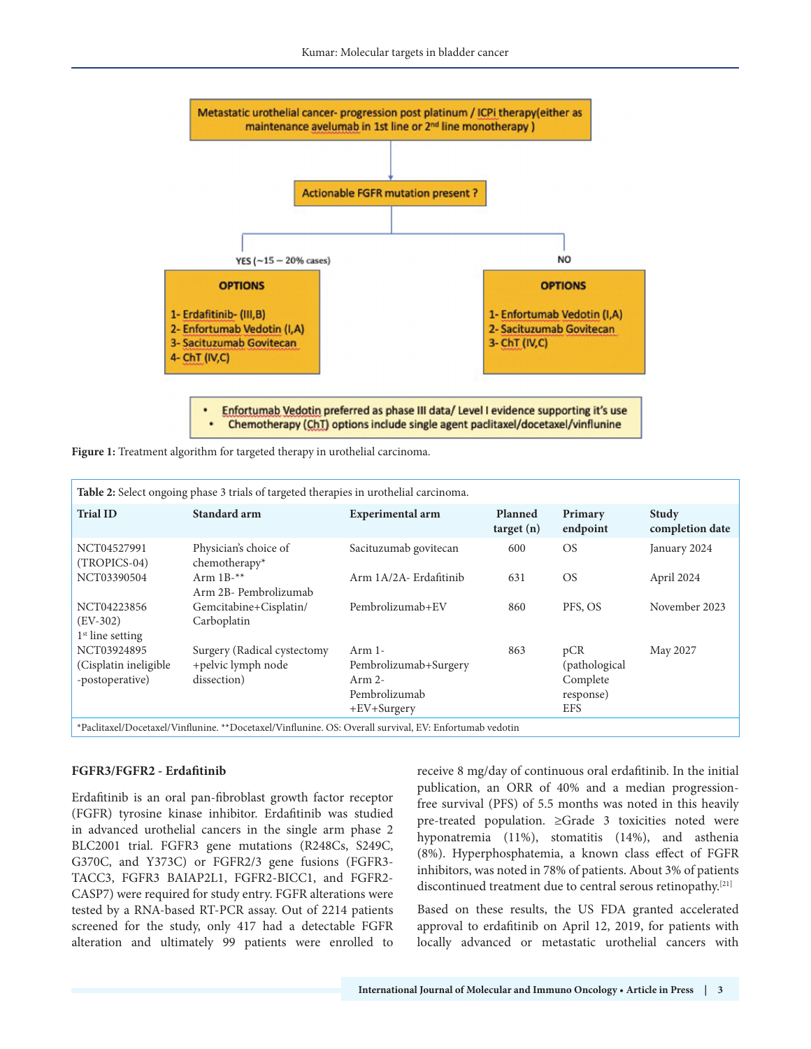Metastatic urothelial cancer- progression post platinum / ICPi therapy(either as maintenance avelumab in 1st line or 2nd line monotherapy )

Actionable FGFR mutation present ?

YES (~15 – 20% cases)

**OPTIONS**

1- Erdafitinib- (III,B)
2- Enfortumab Vedotin (I,A)
3- Sacituzumab Govitecan
4- ChT (IV,C)

NO

**OPTIONS**

1- Enfortumab Vedotin (I,A)
2- Sacituzumab Govitecan
3- ChT (IV,C)

- Enfortumab Vedotin preferred as phase III data/ Level I evidence supporting it's use
- Chemotherapy (ChT) options include single agent paclitaxel/docetaxel/vinflunine

**Figure 1:** Treatment algorithm for targeted therapy in urothelial carcinoma.

**Table 2:** Select ongoing phase 3 trials of targeted therapies in urothelial carcinoma.

| Trial ID | Standard arm | Experimental arm | Planned target (n) | Primary endpoint | Study completion date |
|---|---|---|---|---|---|
| NCT04527991 (TROPICS-04) | Physician's choice of chemotherapy* | Sacituzumab govitecan | 600 | OS | January 2024 |
| NCT03390504 | Arm 1B-** Arm 2B- Pembrolizumab | Arm 1A/2A- Erdafitinib | 631 | OS | April 2024 |
| NCT04223856 (EV-302) 1st line setting | Gemcitabine+Cisplatin/ Carboplatin | Pembrolizumab+EV | 860 | PFS, OS | November 2023 |
| NCT03924895 (Cisplatin ineligible -postoperative) | Surgery (Radical cystectomy +pelvic lymph node dissection) | Arm 1- Pembrolizumab+Surgery Arm 2- Pembrolizumab +EV+Surgery | 863 | pCR (pathological Complete response) EFS | May 2027 |

*Paclitaxel/Docetaxel/Vinflunine. **Docetaxel/Vinflunine. OS: Overall survival, EV: Enfortumab vedotin

### FGFR3/FGFR2 - Erdafitinib

Erdafitinib is an oral pan-fibroblast growth factor receptor (FGFR) tyrosine kinase inhibitor. Erdafitinib was studied in advanced urothelial cancers in the single arm phase 2 BLC2001 trial. FGFR3 gene mutations (R248Cs, S249C, G370C, and Y373C) or FGFR2/3 gene fusions (FGFR3-TACC3, FGFR3 BAIAP2L1, FGFR2-BICC1, and FGFR2-CASP7) were required for study entry. FGFR alterations were tested by a RNA-based RT-PCR assay. Out of 2214 patients screened for the study, only 417 had a detectable FGFR alteration and ultimately 99 patients were enrolled to receive 8 mg/day of continuous oral erdafitinib. In the initial publication, an ORR of 40% and a median progression-free survival (PFS) of 5.5 months was noted in this heavily pre-treated population. ≥Grade 3 toxicities noted were hyponatremia (11%), stomatitis (14%), and asthenia (8%). Hyperphosphatemia, a known class effect of FGFR inhibitors, was noted in 78% of patients. About 3% of patients discontinued treatment due to central serous retinopathy.[21]

Based on these results, the US FDA granted accelerated approval to erdafitinib on April 12, 2019, for patients with locally advanced or metastatic urothelial cancers with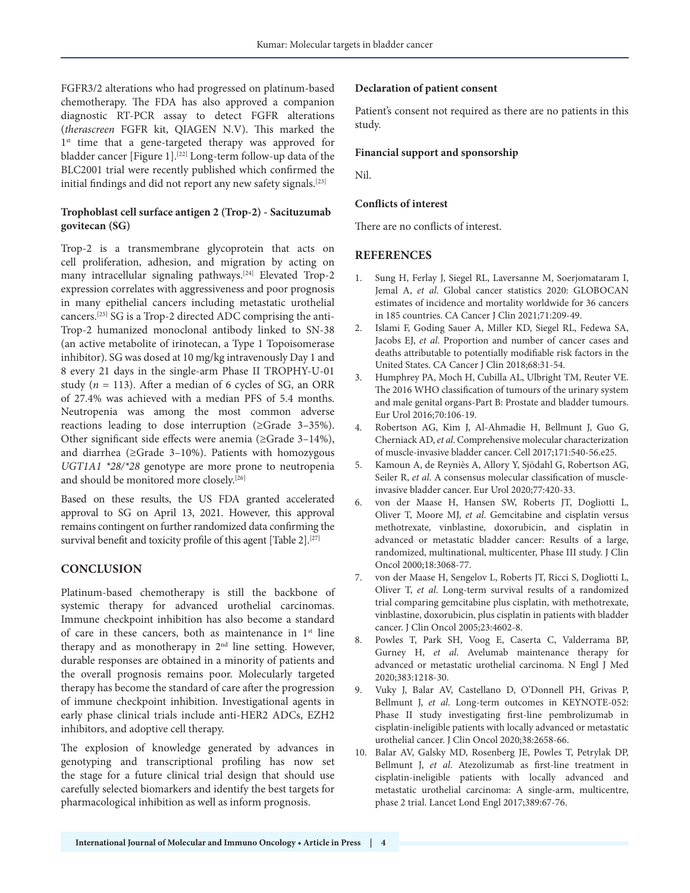FGFR3/2 alterations who had progressed on platinum-based chemotherapy. The FDA has also approved a companion diagnostic RT-PCR assay to detect FGFR alterations (*therascreen* FGFR kit, QIAGEN N.V). This marked the 1st time that a gene-targeted therapy was approved for bladder cancer [Figure 1].[22] Long-term follow-up data of the BLC2001 trial were recently published which confirmed the initial findings and did not report any new safety signals.[23]

### Trophoblast cell surface antigen 2 (Trop-2) - Sacituzumab govitecan (SG)

Trop-2 is a transmembrane glycoprotein that acts on cell proliferation, adhesion, and migration by acting on many intracellular signaling pathways.[24] Elevated Trop-2 expression correlates with aggressiveness and poor prognosis in many epithelial cancers including metastatic urothelial cancers.[25] SG is a Trop-2 directed ADC comprising the anti-Trop-2 humanized monoclonal antibody linked to SN-38 (an active metabolite of irinotecan, a Type 1 Topoisomerase inhibitor). SG was dosed at 10 mg/kg intravenously Day 1 and 8 every 21 days in the single-arm Phase II TROPHY-U-01 study ($n$ = 113). After a median of 6 cycles of SG, an ORR of 27.4% was achieved with a median PFS of 5.4 months. Neutropenia was among the most common adverse reactions leading to dose interruption (≥Grade 3–35%). Other significant side effects were anemia (≥Grade 3–14%), and diarrhea (≥Grade 3–10%). Patients with homozygous *UGT1A1 \*28/\*28* genotype are more prone to neutropenia and should be monitored more closely.[26]

Based on these results, the US FDA granted accelerated approval to SG on April 13, 2021. However, this approval remains contingent on further randomized data confirming the survival benefit and toxicity profile of this agent [Table 2].[27]

## CONCLUSION

Platinum-based chemotherapy is still the backbone of systemic therapy for advanced urothelial carcinomas. Immune checkpoint inhibition has also become a standard of care in these cancers, both as maintenance in 1st line therapy and as monotherapy in 2nd line setting. However, durable responses are obtained in a minority of patients and the overall prognosis remains poor. Molecularly targeted therapy has become the standard of care after the progression of immune checkpoint inhibition. Investigational agents in early phase clinical trials include anti-HER2 ADCs, EZH2 inhibitors, and adoptive cell therapy.

The explosion of knowledge generated by advances in genotyping and transcriptional profiling has now set the stage for a future clinical trial design that should use carefully selected biomarkers and identify the best targets for pharmacological inhibition as well as inform prognosis.

### Declaration of patient consent

Patient's consent not required as there are no patients in this study.

### Financial support and sponsorship

Nil.

### Conflicts of interest

There are no conflicts of interest.

## REFERENCES

1. Sung H, Ferlay J, Siegel RL, Laversanne M, Soerjomataram I, Jemal A, *et al*. Global cancer statistics 2020: GLOBOCAN estimates of incidence and mortality worldwide for 36 cancers in 185 countries. CA Cancer J Clin 2021;71:209-49.
2. Islami F, Goding Sauer A, Miller KD, Siegel RL, Fedewa SA, Jacobs EJ, *et al*. Proportion and number of cancer cases and deaths attributable to potentially modifiable risk factors in the United States. CA Cancer J Clin 2018;68:31-54.
3. Humphrey PA, Moch H, Cubilla AL, Ulbright TM, Reuter VE. The 2016 WHO classification of tumours of the urinary system and male genital organs-Part B: Prostate and bladder tumours. Eur Urol 2016;70:106-19.
4. Robertson AG, Kim J, Al-Ahmadie H, Bellmunt J, Guo G, Cherniack AD, *et al*. Comprehensive molecular characterization of muscle-invasive bladder cancer. Cell 2017;171:540-56.e25.
5. Kamoun A, de Reyniès A, Allory Y, Sjödahl G, Robertson AG, Seiler R, *et al*. A consensus molecular classification of muscle-invasive bladder cancer. Eur Urol 2020;77:420-33.
6. von der Maase H, Hansen SW, Roberts JT, Dogliotti L, Oliver T, Moore MJ, *et al*. Gemcitabine and cisplatin versus methotrexate, vinblastine, doxorubicin, and cisplatin in advanced or metastatic bladder cancer: Results of a large, randomized, multinational, multicenter, Phase III study. J Clin Oncol 2000;18:3068-77.
7. von der Maase H, Sengelov L, Roberts JT, Ricci S, Dogliotti L, Oliver T, *et al*. Long-term survival results of a randomized trial comparing gemcitabine plus cisplatin, with methotrexate, vinblastine, doxorubicin, plus cisplatin in patients with bladder cancer. J Clin Oncol 2005;23:4602-8.
8. Powles T, Park SH, Voog E, Caserta C, Valderrama BP, Gurney H, *et al*. Avelumab maintenance therapy for advanced or metastatic urothelial carcinoma. N Engl J Med 2020;383:1218-30.
9. Vuky J, Balar AV, Castellano D, O'Donnell PH, Grivas P, Bellmunt J, *et al*. Long-term outcomes in KEYNOTE-052: Phase II study investigating first-line pembrolizumab in cisplatin-ineligible patients with locally advanced or metastatic urothelial cancer. J Clin Oncol 2020;38:2658-66.
10. Balar AV, Galsky MD, Rosenberg JE, Powles T, Petrylak DP, Bellmunt J, *et al*. Atezolizumab as first-line treatment in cisplatin-ineligible patients with locally advanced and metastatic urothelial carcinoma: A single-arm, multicentre, phase 2 trial. Lancet Lond Engl 2017;389:67-76.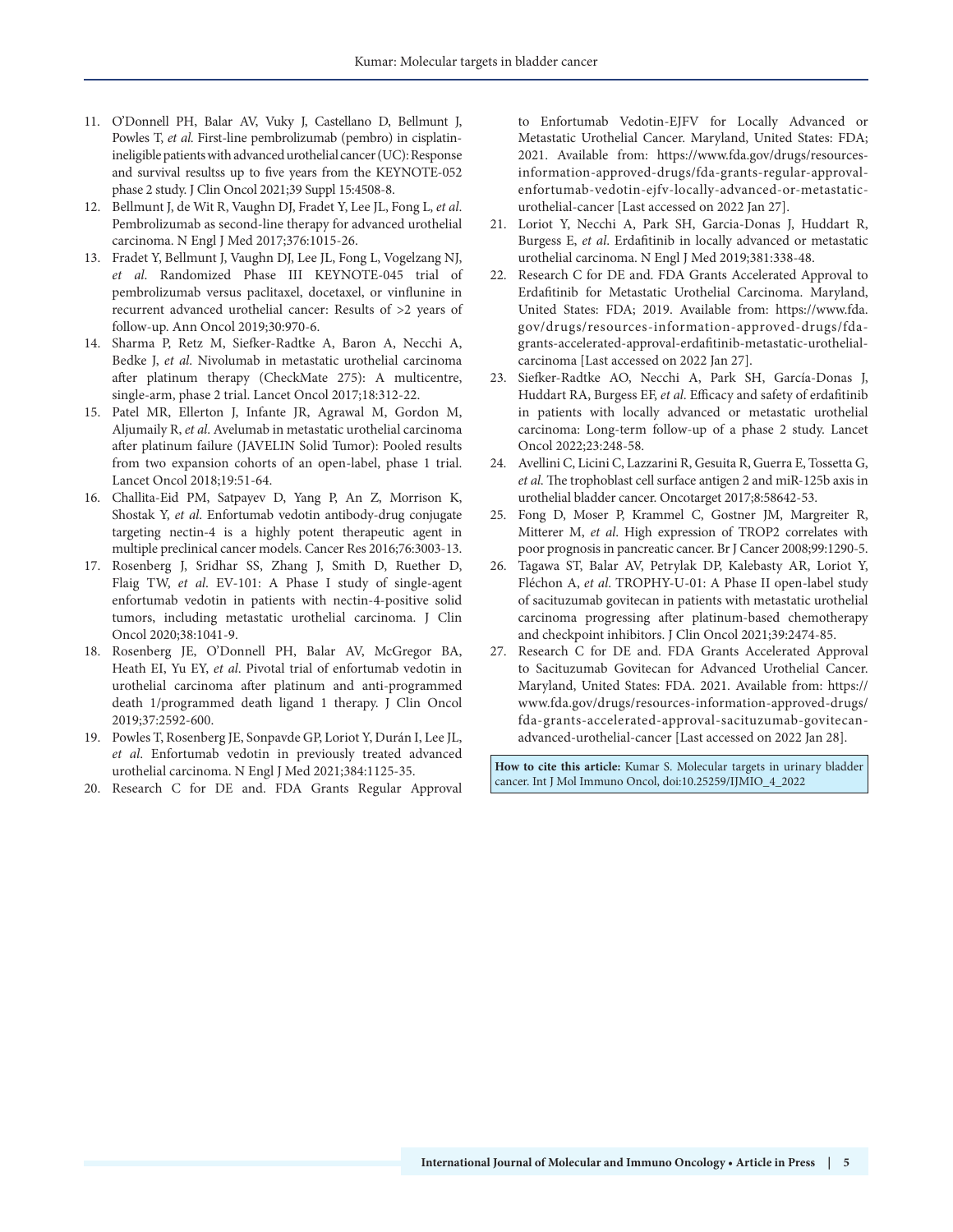11. O'Donnell PH, Balar AV, Vuky J, Castellano D, Bellmunt J, Powles T, *et al.* First-line pembrolizumab (pembro) in cisplatin-ineligible patients with advanced urothelial cancer (UC): Response and survival resultss up to five years from the KEYNOTE-052 phase 2 study. J Clin Oncol 2021;39 Suppl 15:4508-8.
12. Bellmunt J, de Wit R, Vaughn DJ, Fradet Y, Lee JL, Fong L, *et al.* Pembrolizumab as second-line therapy for advanced urothelial carcinoma. N Engl J Med 2017;376:1015-26.
13. Fradet Y, Bellmunt J, Vaughn DJ, Lee JL, Fong L, Vogelzang NJ, *et al.* Randomized Phase III KEYNOTE-045 trial of pembrolizumab versus paclitaxel, docetaxel, or vinflunine in recurrent advanced urothelial cancer: Results of >2 years of follow-up. Ann Oncol 2019;30:970-6.
14. Sharma P, Retz M, Siefker-Radtke A, Baron A, Necchi A, Bedke J, *et al.* Nivolumab in metastatic urothelial carcinoma after platinum therapy (CheckMate 275): A multicentre, single-arm, phase 2 trial. Lancet Oncol 2017;18:312-22.
15. Patel MR, Ellerton J, Infante JR, Agrawal M, Gordon M, Aljumaily R, *et al.* Avelumab in metastatic urothelial carcinoma after platinum failure (JAVELIN Solid Tumor): Pooled results from two expansion cohorts of an open-label, phase 1 trial. Lancet Oncol 2018;19:51-64.
16. Challita-Eid PM, Satpayev D, Yang P, An Z, Morrison K, Shostak Y, *et al.* Enfortumab vedotin antibody-drug conjugate targeting nectin-4 is a highly potent therapeutic agent in multiple preclinical cancer models. Cancer Res 2016;76:3003-13.
17. Rosenberg J, Sridhar SS, Zhang J, Smith D, Ruether D, Flaig TW, *et al.* EV-101: A Phase I study of single-agent enfortumab vedotin in patients with nectin-4-positive solid tumors, including metastatic urothelial carcinoma. J Clin Oncol 2020;38:1041-9.
18. Rosenberg JE, O'Donnell PH, Balar AV, McGregor BA, Heath EI, Yu EY, *et al.* Pivotal trial of enfortumab vedotin in urothelial carcinoma after platinum and anti-programmed death 1/programmed death ligand 1 therapy. J Clin Oncol 2019;37:2592-600.
19. Powles T, Rosenberg JE, Sonpavde GP, Loriot Y, Durán I, Lee JL, *et al.* Enfortumab vedotin in previously treated advanced urothelial carcinoma. N Engl J Med 2021;384:1125-35.
20. Research C for DE and. FDA Grants Regular Approval to Enfortumab Vedotin-EJFV for Locally Advanced or Metastatic Urothelial Cancer. Maryland, United States: FDA; 2021. Available from: https://www.fda.gov/drugs/resources-information-approved-drugs/fda-grants-regular-approval-enfortumab-vedotin-ejfv-locally-advanced-or-metastatic-urothelial-cancer [Last accessed on 2022 Jan 27].
21. Loriot Y, Necchi A, Park SH, Garcia-Donas J, Huddart R, Burgess E, *et al.* Erdafitinib in locally advanced or metastatic urothelial carcinoma. N Engl J Med 2019;381:338-48.
22. Research C for DE and. FDA Grants Accelerated Approval to Erdafitinib for Metastatic Urothelial Carcinoma. Maryland, United States: FDA; 2019. Available from: https://www.fda.gov/drugs/resources-information-approved-drugs/fda-grants-accelerated-approval-erdafitinib-metastatic-urothelial-carcinoma [Last accessed on 2022 Jan 27].
23. Siefker-Radtke AO, Necchi A, Park SH, García-Donas J, Huddart RA, Burgess EF, *et al.* Efficacy and safety of erdafitinib in patients with locally advanced or metastatic urothelial carcinoma: Long-term follow-up of a phase 2 study. Lancet Oncol 2022;23:248-58.
24. Avellini C, Licini C, Lazzarini R, Gesuita R, Guerra E, Tossetta G, *et al.* The trophoblast cell surface antigen 2 and miR-125b axis in urothelial bladder cancer. Oncotarget 2017;8:58642-53.
25. Fong D, Moser P, Krammel C, Gostner JM, Margreiter R, Mitterer M, *et al.* High expression of TROP2 correlates with poor prognosis in pancreatic cancer. Br J Cancer 2008;99:1290-5.
26. Tagawa ST, Balar AV, Petrylak DP, Kalebasty AR, Loriot Y, Fléchon A, *et al.* TROPHY-U-01: A Phase II open-label study of sacituzumab govitecan in patients with metastatic urothelial carcinoma progressing after platinum-based chemotherapy and checkpoint inhibitors. J Clin Oncol 2021;39:2474-85.
27. Research C for DE and. FDA Grants Accelerated Approval to Sacituzumab Govitecan for Advanced Urothelial Cancer. Maryland, United States: FDA. 2021. Available from: https://www.fda.gov/drugs/resources-information-approved-drugs/fda-grants-accelerated-approval-sacituzumab-govitecan-advanced-urothelial-cancer [Last accessed on 2022 Jan 28].

**How to cite this article:** Kumar S. Molecular targets in urinary bladder cancer. Int J Mol Immuno Oncol, doi:10.25259/IJMIO_4_2022